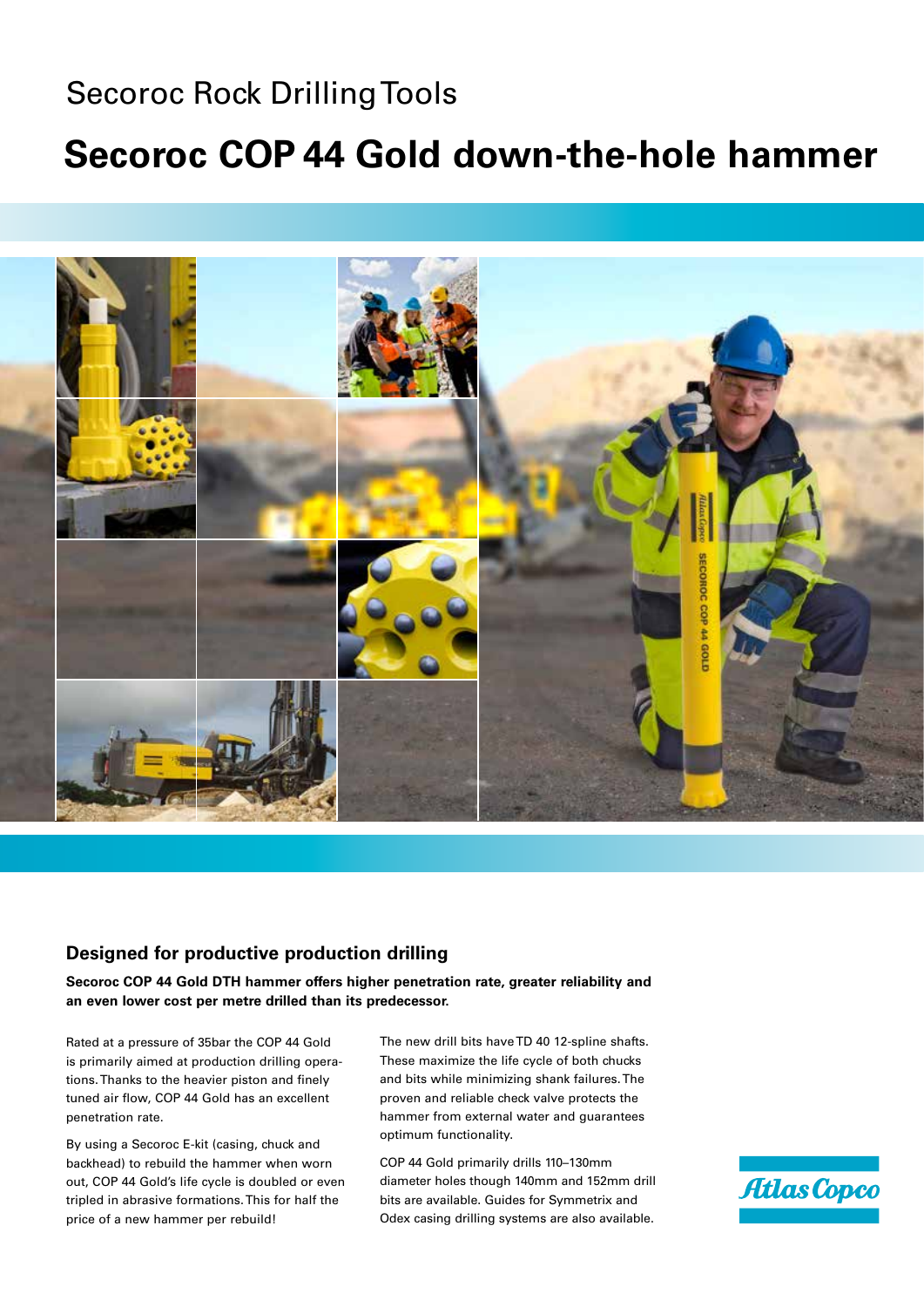Secoroc Rock Drilling Tools

# Secoroc COP 44 Gold down-the-hole hammer

## Designed for productive production drilling

**Secoroc COP 44 Gold DTH hammer offers higher penetration rate, greater reliability and an even lower cost per metre drilled than its predecessor.**

Rated at a pressure of 35bar the COP 44 Gold is primarily aimed at production drilling operations. Thanks to the heavier piston and finely tuned air flow, COP 44 Gold has an excellent penetration rate.

By using a Secoroc E-kit (casing, chuck and backhead) to rebuild the hammer when worn out, COP 44 Gold's life cycle is doubled or even tripled in abrasive formations. This for half the price of a new hammer per rebuild!

The new drill bits have TD 40 12-spline shafts. These maximize the life cycle of both chucks and bits while minimizing shank failures. The proven and reliable check valve protects the hammer from external water and guarantees optimum functionality.

COP 44 Gold primarily drills 110–130mm diameter holes though 140mm and 152mm drill bits are available. Guides for Symmetrix and Odex casing drilling systems are also available.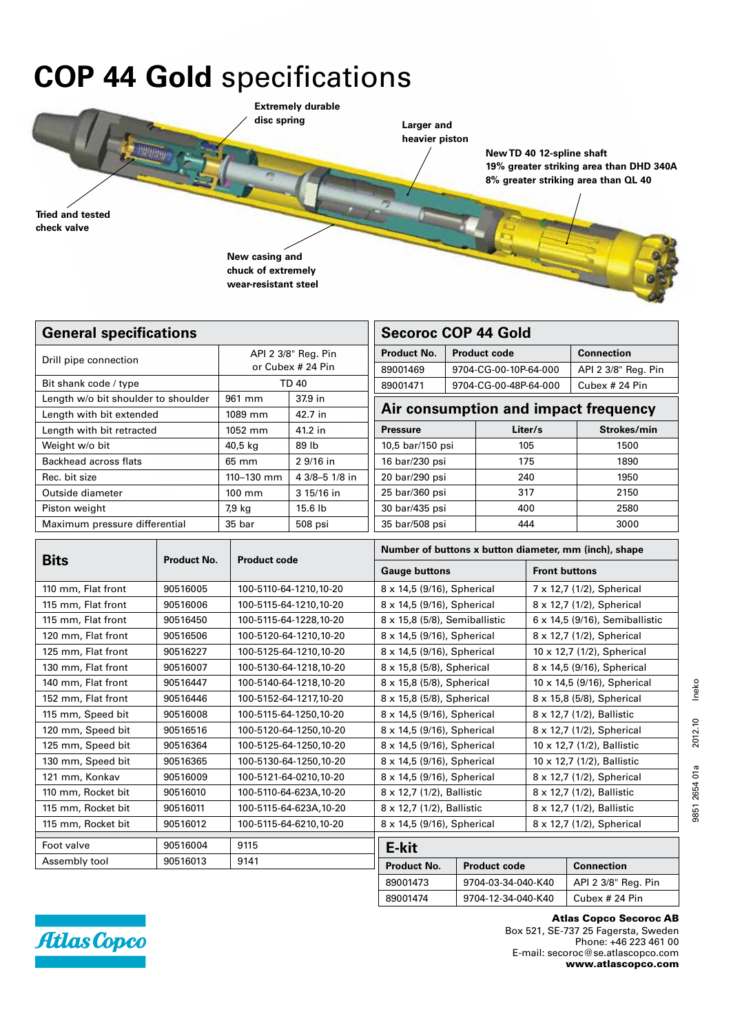# **COP 44 Gold** specifications

**Extremely durable disc spring**

**Larger and heavier piston**

**New TD 40 12-spline shaft**
**19% greater striking area than DHD 340A**
**8% greater striking area than QL 40**

**Tried and tested check valve**

**New casing and chuck of extremely wear-resistant steel**

## General specifications

| | | |
|---|---|---|
| Drill pipe connection | API 2 3/8" Reg. Pin or Cubex # 24 Pin | |
| Bit shank code / type | TD 40 | |
| Length w/o bit shoulder to shoulder | 961 mm | 37.9 in |
| Length with bit extended | 1089 mm | 42.7 in |
| Length with bit retracted | 1052 mm | 41.2 in |
| Weight w/o bit | 40,5 kg | 89 lb |
| Backhead across flats | 65 mm | 2 9/16 in |
| Rec. bit size | 110–130 mm | 4 3/8–5 1/8 in |
| Outside diameter | 100 mm | 3 15/16 in |
| Piston weight | 7,9 kg | 15.6 lb |
| Maximum pressure differential | 35 bar | 508 psi |

## Secoroc COP 44 Gold

| Product No. | Product code | Connection |
|---|---|---|
| 89001469 | 9704-CG-00-10P-64-000 | API 2 3/8" Reg. Pin |
| 89001471 | 9704-CG-00-48P-64-000 | Cubex # 24 Pin |

## Air consumption and impact frequency

| Pressure | Liter/s | Strokes/min |
|---|---|---|
| 10,5 bar/150 psi | 105 | 1500 |
| 16 bar/230 psi | 175 | 1890 |
| 20 bar/290 psi | 240 | 1950 |
| 25 bar/360 psi | 317 | 2150 |
| 30 bar/435 psi | 400 | 2580 |
| 35 bar/508 psi | 444 | 3000 |

## Bits

| Bits | Product No. | Product code | Number of buttons x button diameter, mm (inch), shape | |
|---|---|---|---|---|
| | | | Gauge buttons | Front buttons |
| 110 mm, Flat front | 90516005 | 100-5110-64-1210,10-20 | 8 x 14,5 (9/16), Spherical | 7 x 12,7 (1/2), Spherical |
| 115 mm, Flat front | 90516006 | 100-5115-64-1210,10-20 | 8 x 14,5 (9/16), Spherical | 8 x 12,7 (1/2), Spherical |
| 115 mm, Flat front | 90516450 | 100-5115-64-1228,10-20 | 8 x 15,8 (5/8), Semiballistic | 6 x 14,5 (9/16), Semiballistic |
| 120 mm, Flat front | 90516506 | 100-5120-64-1210,10-20 | 8 x 14,5 (9/16), Spherical | 8 x 12,7 (1/2), Spherical |
| 125 mm, Flat front | 90516227 | 100-5125-64-1210,10-20 | 8 x 14,5 (9/16), Spherical | 10 x 12,7 (1/2), Spherical |
| 130 mm, Flat front | 90516007 | 100-5130-64-1218,10-20 | 8 x 15,8 (5/8), Spherical | 8 x 14,5 (9/16), Spherical |
| 140 mm, Flat front | 90516447 | 100-5140-64-1218,10-20 | 8 x 15,8 (5/8), Spherical | 10 x 14,5 (9/16), Spherical |
| 152 mm, Flat front | 90516446 | 100-5152-64-1217,10-20 | 8 x 15,8 (5/8), Spherical | 8 x 15,8 (5/8), Spherical |
| 115 mm, Speed bit | 90516008 | 100-5115-64-1250,10-20 | 8 x 14,5 (9/16), Spherical | 8 x 12,7 (1/2), Ballistic |
| 120 mm, Speed bit | 90516516 | 100-5120-64-1250,10-20 | 8 x 14,5 (9/16), Spherical | 8 x 12,7 (1/2), Spherical |
| 125 mm, Speed bit | 90516364 | 100-5125-64-1250,10-20 | 8 x 14,5 (9/16), Spherical | 10 x 12,7 (1/2), Ballistic |
| 130 mm, Speed bit | 90516365 | 100-5130-64-1250,10-20 | 8 x 14,5 (9/16), Spherical | 10 x 12,7 (1/2), Ballistic |
| 121 mm, Konkav | 90516009 | 100-5121-64-0210,10-20 | 8 x 14,5 (9/16), Spherical | 8 x 12,7 (1/2), Spherical |
| 110 mm, Rocket bit | 90516010 | 100-5110-64-623A,10-20 | 8 x 12,7 (1/2), Ballistic | 8 x 12,7 (1/2), Ballistic |
| 115 mm, Rocket bit | 90516011 | 100-5115-64-623A,10-20 | 8 x 12,7 (1/2), Ballistic | 8 x 12,7 (1/2), Ballistic |
| 115 mm, Rocket bit | 90516012 | 100-5115-64-6210,10-20 | 8 x 14,5 (9/16), Spherical | 8 x 12,7 (1/2), Spherical |

| | | |
|---|---|---|
| Foot valve | 90516004 | 9115 |
| Assembly tool | 90516013 | 9141 |

## E-kit

| Product No. | Product code | Connection |
|---|---|---|
| 89001473 | 9704-03-34-040-K40 | API 2 3/8" Reg. Pin |
| 89001474 | 9704-12-34-040-K40 | Cubex # 24 Pin |

Atlas Copco

**Atlas Copco Secoroc AB**
Box 521, SE-737 25 Fagersta, Sweden
Phone: +46 223 461 00
E-mail: secoroc@se.atlascopco.com
**www.atlascopco.com**

9851 2654 01a 2012.10 Ineko